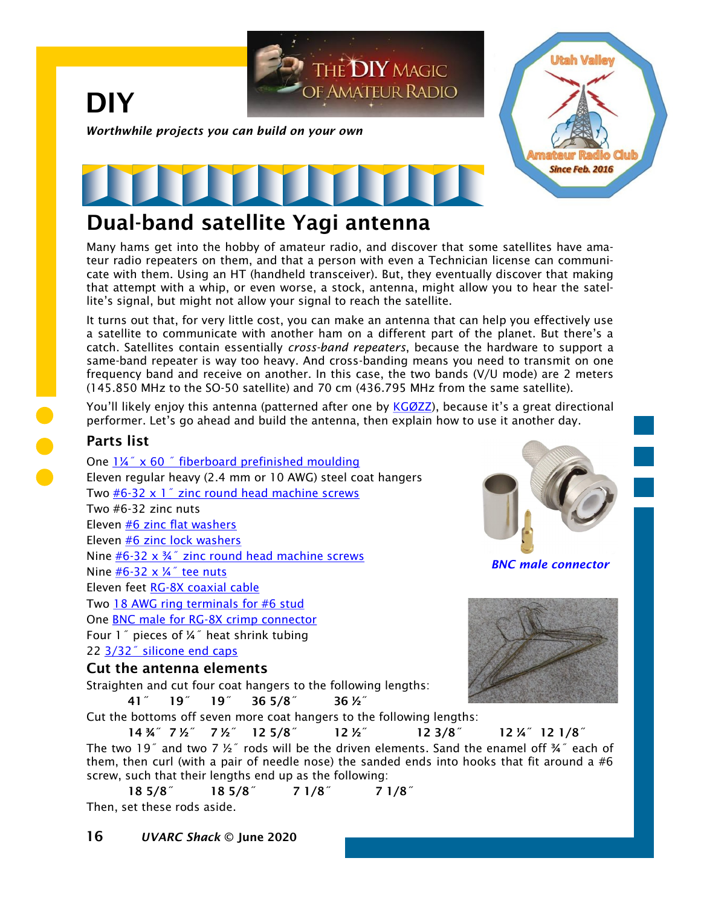# DIY

*Worthwhile projects you can build on your own*

## Dual-band satellite Yagi antenna

Many hams get into the hobby of amateur radio, and discover that some satellites have amateur radio repeaters on them, and that a person with even a Technician license can communicate with them. Using an HT (handheld transceiver). But, they eventually discover that making that attempt with a whip, or even worse, a stock, antenna, might allow you to hear the satellite's signal, but might not allow your signal to reach the satellite.

It turns out that, for very little cost, you can make an antenna that can help you effectively use a satellite to communicate with another ham on a different part of the planet. But there's a catch. Satellites contain essentially *cross-band repeaters*, because the hardware to support a same-band repeater is way too heavy. And cross-banding means you need to transmit on one frequency band and receive on another. In this case, the two bands (V/U mode) are 2 meters (145.850 MHz to the SO-50 satellite) and 70 cm (436.795 MHz from the same satellite).

You'll likely enjoy this antenna (patterned after one by KGØZZ), because it's a great directional performer. Let's go ahead and build the antenna, then explain how to use it another day.

### Parts list

One 1¼″ x 60 ″ fiberboard prefinished moulding
Eleven regular heavy (2.4 mm or 10 AWG) steel coat hangers
Two #6-32 x 1″ zinc round head machine screws
Two #6-32 zinc nuts
Eleven #6 zinc flat washers
Eleven #6 zinc lock washers
Nine #6-32 x ¾″ zinc round head machine screws
Nine #6-32 x ¼″ tee nuts
Eleven feet RG-8X coaxial cable
Two 18 AWG ring terminals for #6 stud
One BNC male for RG-8X crimp connector
Four 1″ pieces of ¼″ heat shrink tubing
22 3/32″ silicone end caps

*BNC male connector*

### Cut the antenna elements

Straighten and cut four coat hangers to the following lengths:

**41″ 19″ 19″ 36 5/8″ 36 ½″**

Cut the bottoms off seven more coat hangers to the following lengths:

**14 ¾″ 7 ½″ 7 ½″ 12 5/8″ 12 ½″ 12 3/8″ 12 ¼″ 12 1/8″**

The two 19″ and two 7 ½″ rods will be the driven elements. Sand the enamel off ¾″ each of them, then curl (with a pair of needle nose) the sanded ends into hooks that fit around a #6 screw, such that their lengths end up as the following:

**18 5/8″ 18 5/8″ 7 1/8″ 7 1/8″**

Then, set these rods aside.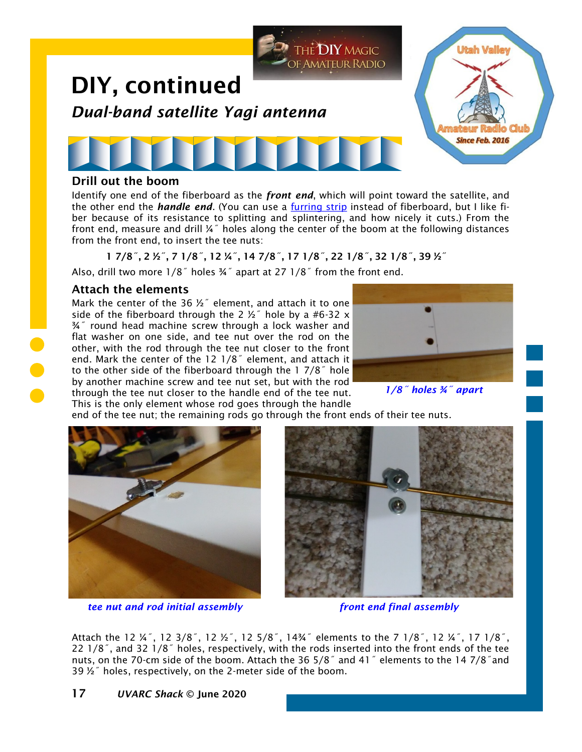# DIY, continued

## *Dual-band satellite Yagi antenna*

### Drill out the boom

Identify one end of the fiberboard as the ***front end***, which will point toward the satellite, and the other end the ***handle end***. (You can use a furring strip instead of fiberboard, but I like fiber because of its resistance to splitting and splintering, and how nicely it cuts.) From the front end, measure and drill ¼˝ holes along the center of the boom at the following distances from the front end, to insert the tee nuts:

**1 7/8˝, 2 ½˝, 7 1/8˝, 12 ¼˝, 14 7/8˝, 17 1/8˝, 22 1/8˝, 32 1/8˝, 39 ½˝**

Also, drill two more 1/8˝ holes ¾˝ apart at 27 1/8˝ from the front end.

### Attach the elements

Mark the center of the 36 ½˝ element, and attach it to one side of the fiberboard through the 2 ½˝ hole by a #6-32 x ¾˝ round head machine screw through a lock washer and flat washer on one side, and tee nut over the rod on the other, with the rod through the tee nut closer to the front end. Mark the center of the 12 1/8˝ element, and attach it to the other side of the fiberboard through the 1 7/8˝ hole by another machine screw and tee nut set, but with the rod through the tee nut closer to the handle end of the tee nut. This is the only element whose rod goes through the handle end of the tee nut; the remaining rods go through the front ends of their tee nuts.

*1/8˝ holes ¾˝ apart*

*tee nut and rod initial assembly*

*front end final assembly*

Attach the 12 ¼˝, 12 3/8˝, 12 ½˝, 12 5/8˝, 14¾˝ elements to the 7 1/8˝, 12 ¼˝, 17 1/8˝, 22 1/8˝, and 32 1/8˝ holes, respectively, with the rods inserted into the front ends of the tee nuts, on the 70-cm side of the boom. Attach the 36 5/8˝ and 41˝ elements to the 14 7/8˝and 39 ½˝ holes, respectively, on the 2-meter side of the boom.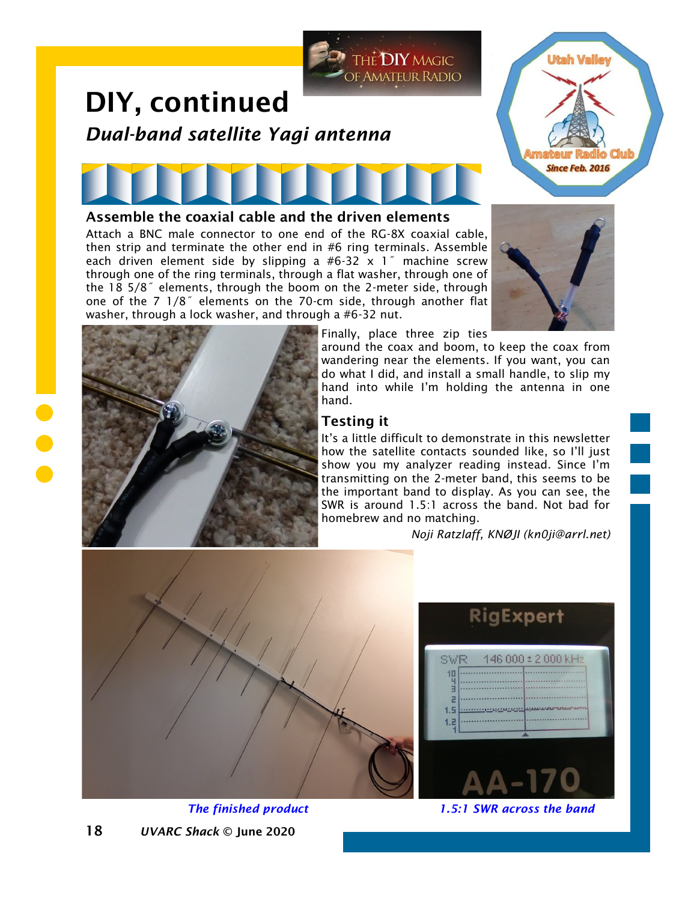# DIY, continued

## *Dual-band satellite Yagi antenna*

### Assemble the coaxial cable and the driven elements

Attach a BNC male connector to one end of the RG-8X coaxial cable, then strip and terminate the other end in #6 ring terminals. Assemble each driven element side by slipping a #6-32 x 1˝ machine screw through one of the ring terminals, through a flat washer, through one of the 18 5/8˝ elements, through the boom on the 2-meter side, through one of the 7 1/8˝ elements on the 70-cm side, through another flat washer, through a lock washer, and through a #6-32 nut.

Finally, place three zip ties around the coax and boom, to keep the coax from wandering near the elements. If you want, you can do what I did, and install a small handle, to slip my hand into while I'm holding the antenna in one hand.

### Testing it

It's a little difficult to demonstrate in this newsletter how the satellite contacts sounded like, so I'll just show you my analyzer reading instead. Since I'm transmitting on the 2-meter band, this seems to be the important band to display. As you can see, the SWR is around 1.5:1 across the band. Not bad for homebrew and no matching.

*Noji Ratzlaff, KNØJI (kn0ji@arrl.net)*

*The finished product*

*1.5:1 SWR across the band*